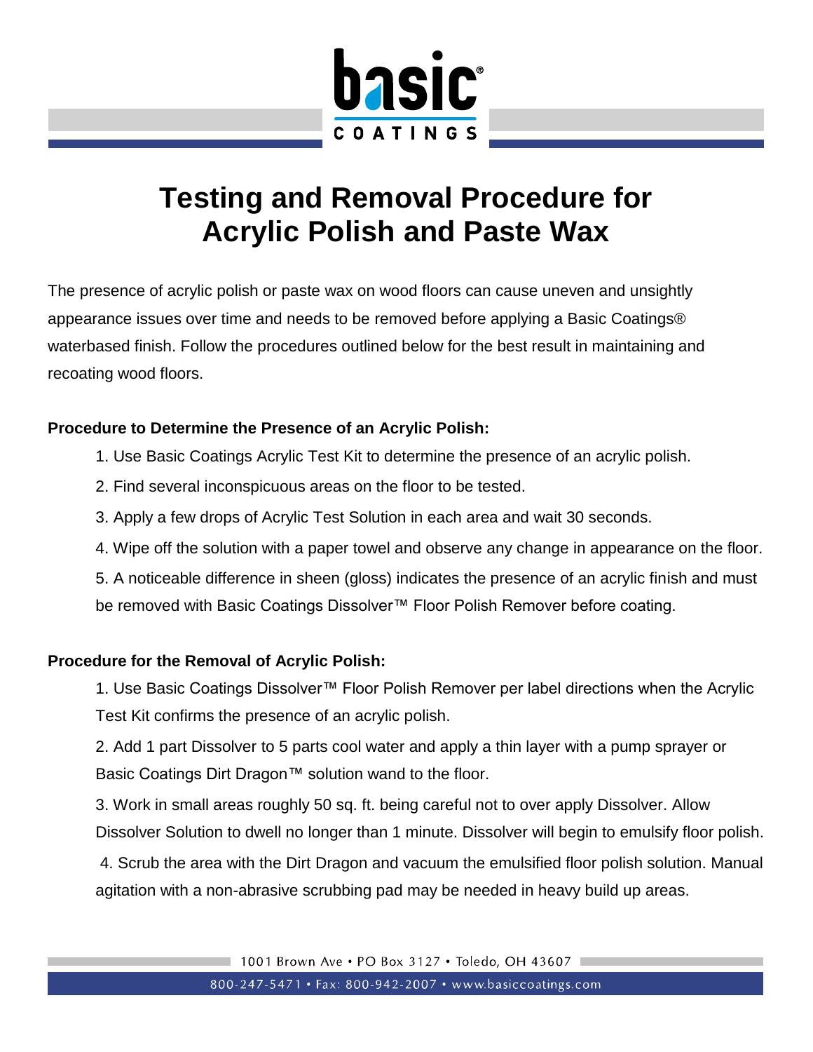# Testing and Removal Procedure for Acrylic Polish and Paste Wax

The presence of acrylic polish or paste wax on wood floors can cause uneven and unsightly appearance issues over time and needs to be removed before applying a Basic Coatings® waterbased finish. Follow the procedures outlined below for the best result in maintaining and recoating wood floors.

**Procedure to Determine the Presence of an Acrylic Polish:**

1. Use Basic Coatings Acrylic Test Kit to determine the presence of an acrylic polish.
2. Find several inconspicuous areas on the floor to be tested.
3. Apply a few drops of Acrylic Test Solution in each area and wait 30 seconds.
4. Wipe off the solution with a paper towel and observe any change in appearance on the floor.
5. A noticeable difference in sheen (gloss) indicates the presence of an acrylic finish and must be removed with Basic Coatings Dissolver™ Floor Polish Remover before coating.

**Procedure for the Removal of Acrylic Polish:**

1. Use Basic Coatings Dissolver™ Floor Polish Remover per label directions when the Acrylic Test Kit confirms the presence of an acrylic polish.
2. Add 1 part Dissolver to 5 parts cool water and apply a thin layer with a pump sprayer or Basic Coatings Dirt Dragon™ solution wand to the floor.
3. Work in small areas roughly 50 sq. ft. being careful not to over apply Dissolver. Allow Dissolver Solution to dwell no longer than 1 minute. Dissolver will begin to emulsify floor polish.
4. Scrub the area with the Dirt Dragon and vacuum the emulsified floor polish solution. Manual agitation with a non-abrasive scrubbing pad may be needed in heavy build up areas.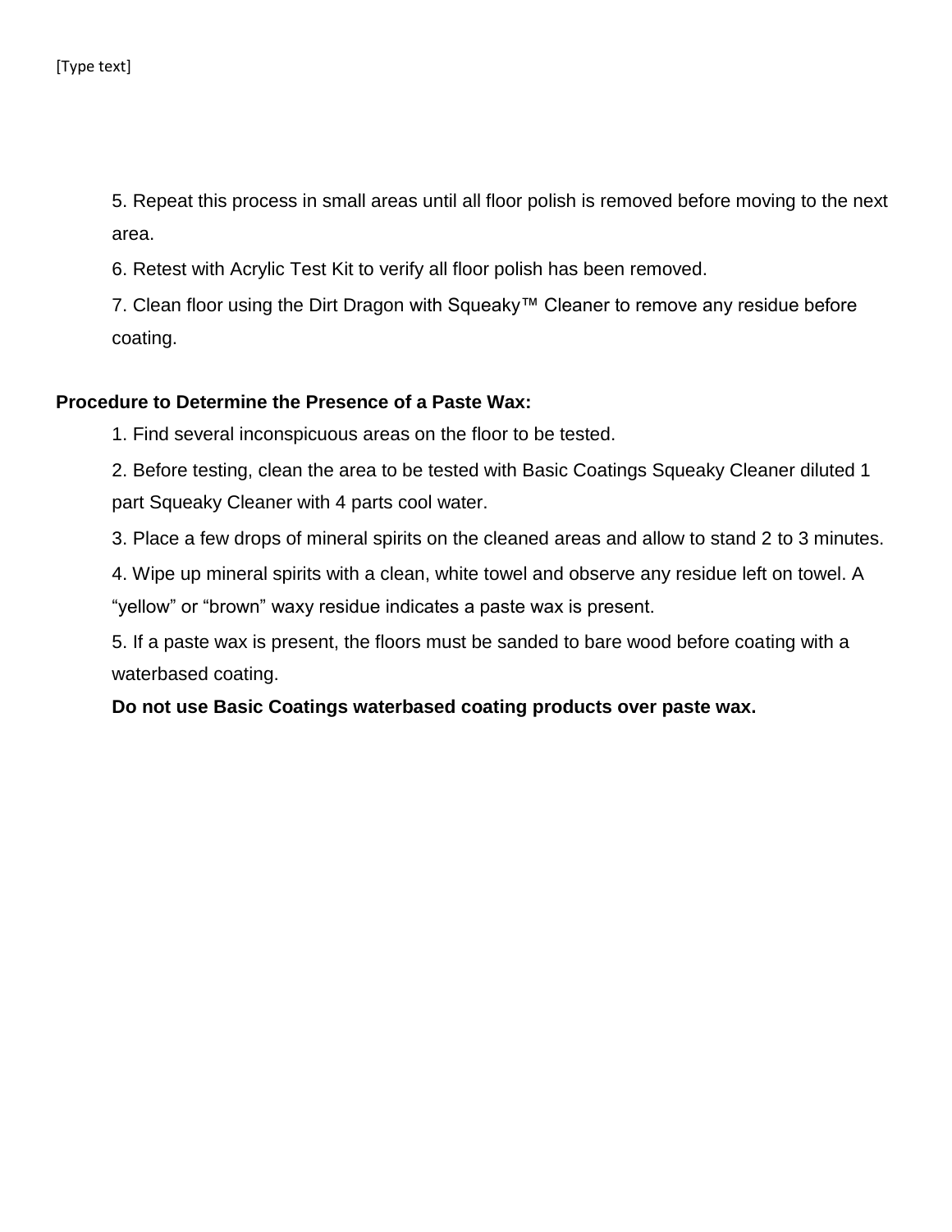5. Repeat this process in small areas until all floor polish is removed before moving to the next area.

6. Retest with Acrylic Test Kit to verify all floor polish has been removed.

7. Clean floor using the Dirt Dragon with Squeaky™ Cleaner to remove any residue before coating.

**Procedure to Determine the Presence of a Paste Wax:**

1. Find several inconspicuous areas on the floor to be tested.
2. Before testing, clean the area to be tested with Basic Coatings Squeaky Cleaner diluted 1 part Squeaky Cleaner with 4 parts cool water.
3. Place a few drops of mineral spirits on the cleaned areas and allow to stand 2 to 3 minutes.
4. Wipe up mineral spirits with a clean, white towel and observe any residue left on towel. A “yellow” or “brown” waxy residue indicates a paste wax is present.
5. If a paste wax is present, the floors must be sanded to bare wood before coating with a waterbased coating.

**Do not use Basic Coatings waterbased coating products over paste wax.**